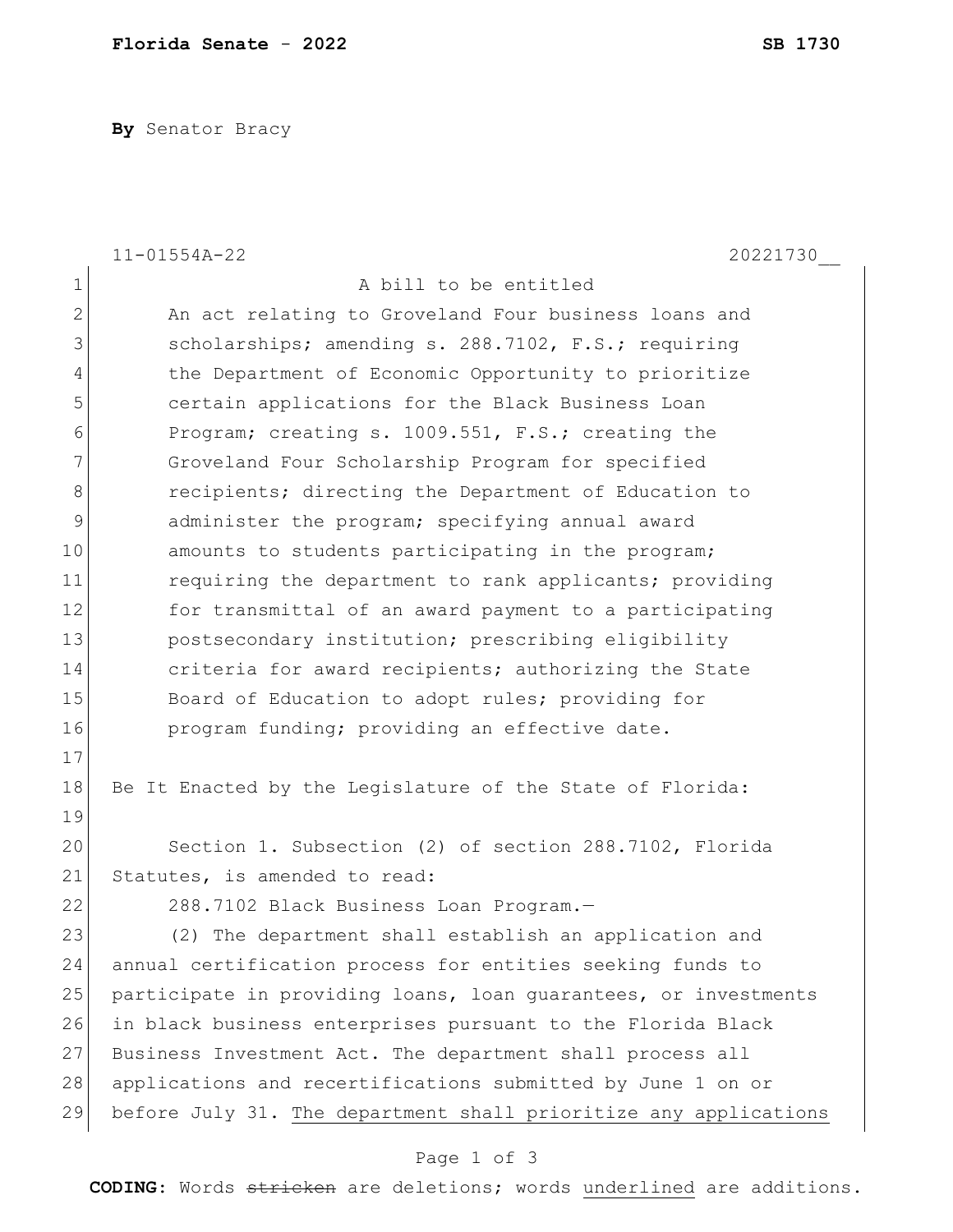**Florida Senate - 2022** **SB 1730**

**By** Senator Bracy

11-01554A-22 20221730__

A bill to be entitled

An act relating to Groveland Four business loans and scholarships; amending s. 288.7102, F.S.; requiring the Department of Economic Opportunity to prioritize certain applications for the Black Business Loan Program; creating s. 1009.551, F.S.; creating the Groveland Four Scholarship Program for specified recipients; directing the Department of Education to administer the program; specifying annual award amounts to students participating in the program; requiring the department to rank applicants; providing for transmittal of an award payment to a participating postsecondary institution; prescribing eligibility criteria for award recipients; authorizing the State Board of Education to adopt rules; providing for program funding; providing an effective date.

Be It Enacted by the Legislature of the State of Florida:

Section 1. Subsection (2) of section 288.7102, Florida Statutes, is amended to read:

288.7102 Black Business Loan Program.—

(2) The department shall establish an application and annual certification process for entities seeking funds to participate in providing loans, loan guarantees, or investments in black business enterprises pursuant to the Florida Black Business Investment Act. The department shall process all applications and recertifications submitted by June 1 on or before July 31. <u>The department shall prioritize any applications</u>

**CODING:** Words ~~stricken~~ are deletions; words <u>underlined</u> are additions.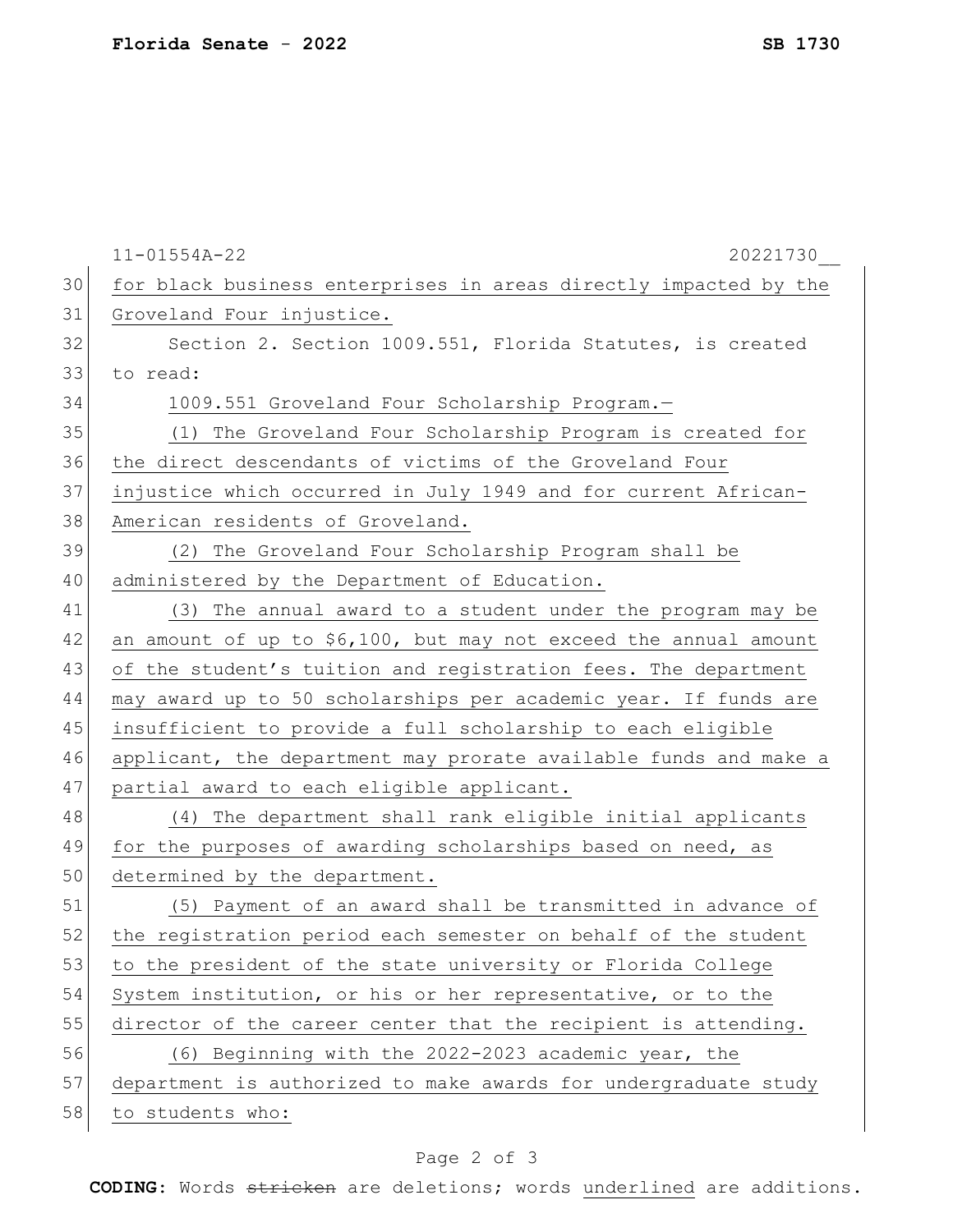for black business enterprises in areas directly impacted by the Groveland Four injustice.

Section 2. Section 1009.551, Florida Statutes, is created to read:

1009.551 Groveland Four Scholarship Program.—

(1) The Groveland Four Scholarship Program is created for the direct descendants of victims of the Groveland Four injustice which occurred in July 1949 and for current African-American residents of Groveland.

(2) The Groveland Four Scholarship Program shall be administered by the Department of Education.

(3) The annual award to a student under the program may be an amount of up to $6,100, but may not exceed the annual amount of the student's tuition and registration fees. The department may award up to 50 scholarships per academic year. If funds are insufficient to provide a full scholarship to each eligible applicant, the department may prorate available funds and make a partial award to each eligible applicant.

(4) The department shall rank eligible initial applicants for the purposes of awarding scholarships based on need, as determined by the department.

(5) Payment of an award shall be transmitted in advance of the registration period each semester on behalf of the student to the president of the state university or Florida College System institution, or his or her representative, or to the director of the career center that the recipient is attending.

(6) Beginning with the 2022-2023 academic year, the department is authorized to make awards for undergraduate study to students who: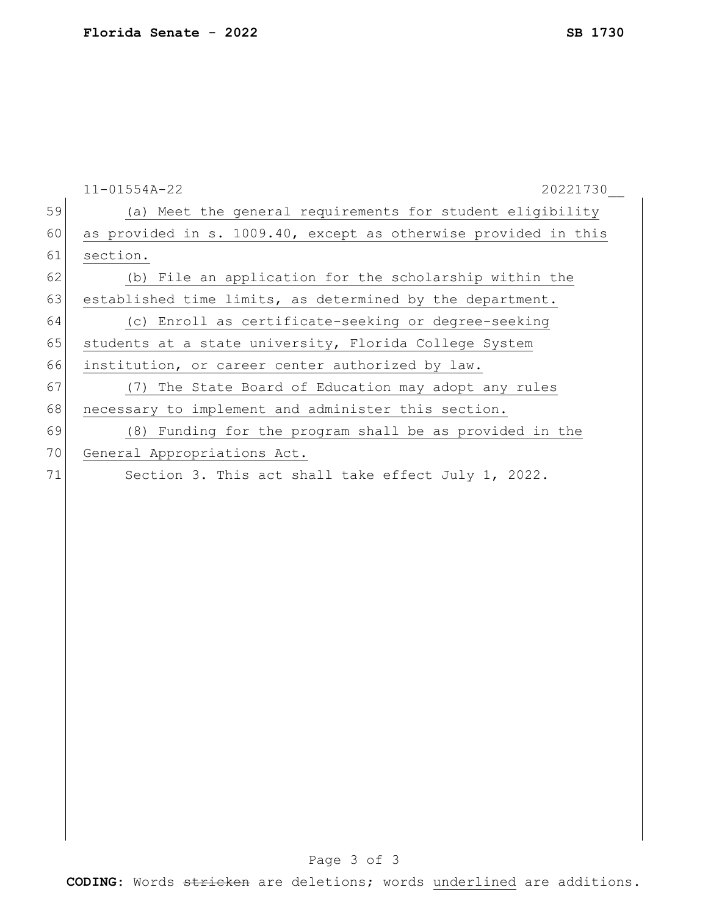(a) Meet the general requirements for student eligibility as provided in s. 1009.40, except as otherwise provided in this section.

(b) File an application for the scholarship within the established time limits, as determined by the department.

(c) Enroll as certificate-seeking or degree-seeking students at a state university, Florida College System institution, or career center authorized by law.

(7) The State Board of Education may adopt any rules necessary to implement and administer this section.

(8) Funding for the program shall be as provided in the General Appropriations Act.

Section 3. This act shall take effect July 1, 2022.